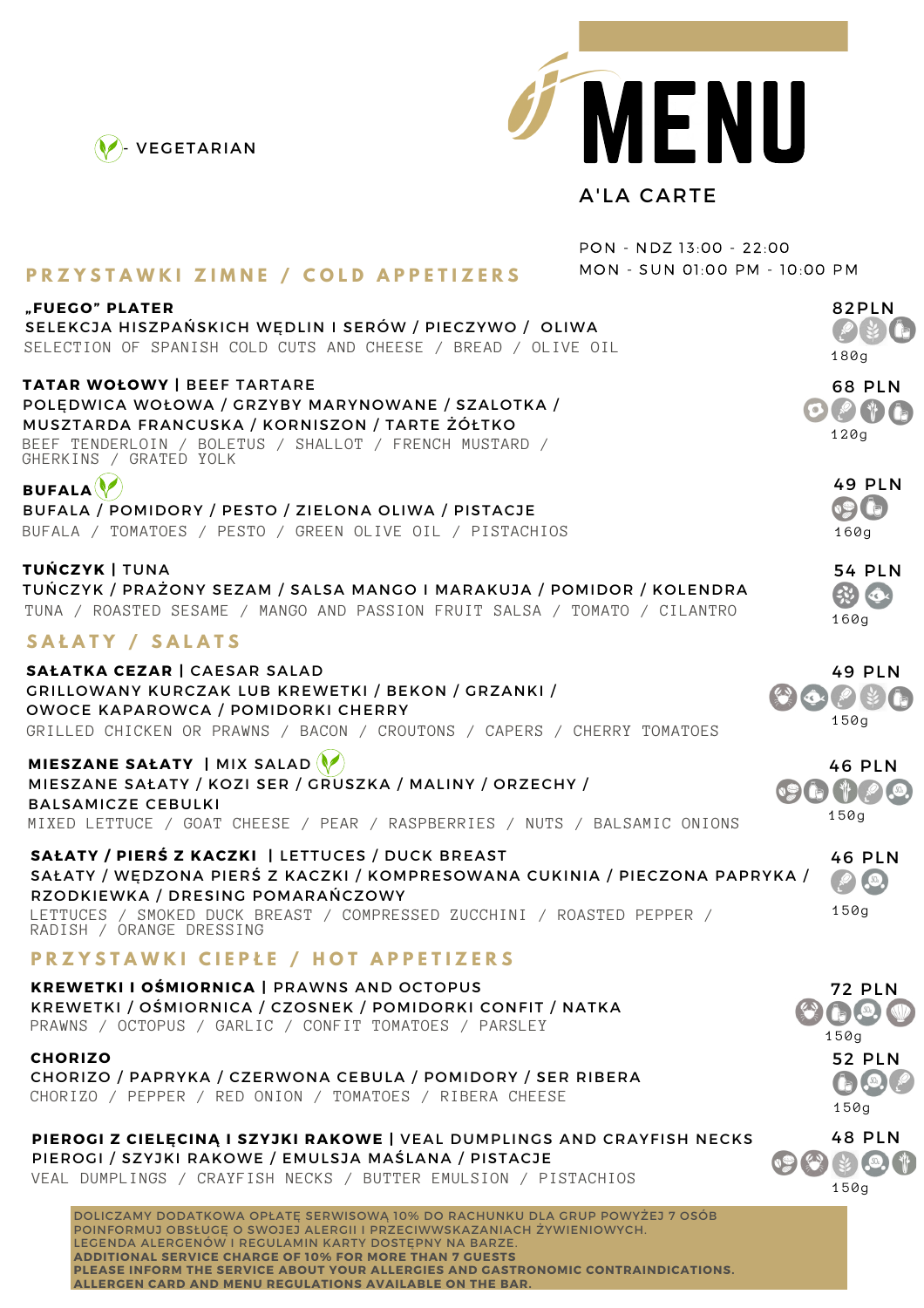# MENU

A'LA CARTE

PON - NDZ 13:00 - 22:00
MON - SUN 01:00 PM - 10:00 PM

(V) - VEGETARIAN

## PRZYSTAWKI ZIMNE / COLD APPETIZERS

**„FUEGO" PLATER** — 82PLN
SELEKCJA HISZPAŃSKICH WĘDLIN I SERÓW / PIECZYWO / OLIWA
SELECTION OF SPANISH COLD CUTS AND CHEESE / BREAD / OLIVE OIL
180g

**TATAR WOŁOWY** | BEEF TARTARE — 68 PLN
POLĘDWICA WOŁOWA / GRZYBY MARYNOWANE / SZALOTKA / MUSZTARDA FRANCUSKA / KORNISZON / TARTE ŻÓŁTKO
BEEF TENDERLOIN / BOLETUS / SHALLOT / FRENCH MUSTARD / GHERKINS / GRATED YOLK
120g

**BUFALA** (V) — 49 PLN
BUFALA / POMIDORY / PESTO / ZIELONA OLIWA / PISTACJE
BUFALA / TOMATOES / PESTO / GREEN OLIVE OIL / PISTACHIOS
160g

**TUŃCZYK** | TUNA — 54 PLN
TUŃCZYK / PRAŻONY SEZAM / SALSA MANGO I MARAKUJA / POMIDOR / KOLENDRA
TUNA / ROASTED SESAME / MANGO AND PASSION FRUIT SALSA / TOMATO / CILANTRO
160g

## SAŁATY / SALATS

**SAŁATKA CEZAR** | CAESAR SALAD — 49 PLN
GRILLOWANY KURCZAK LUB KREWETKI / BEKON / GRZANKI / OWOCE KAPAROWCA / POMIDORKI CHERRY
GRILLED CHICKEN OR PRAWNS / BACON / CROUTONS / CAPERS / CHERRY TOMATOES
150g

**MIESZANE SAŁATY** | MIX SALAD (V) — 46 PLN
MIESZANE SAŁATY / KOZI SER / GRUSZKA / MALINY / ORZECHY / BALSAMICZE CEBULKI
MIXED LETTUCE / GOAT CHEESE / PEAR / RASPBERRIES / NUTS / BALSAMIC ONIONS
150g

**SAŁATY / PIERŚ Z KACZKI** | LETTUCES / DUCK BREAST — 46 PLN
SAŁATY / WĘDZONA PIERŚ Z KACZKI / KOMPRESOWANA CUKINIA / PIECZONA PAPRYKA / RZODKIEWKA / DRESING POMARAŃCZOWY
LETTUCES / SMOKED DUCK BREAST / COMPRESSED ZUCCHINI / ROASTED PEPPER / RADISH / ORANGE DRESSING
150g

## PRZYSTAWKI CIEPŁE / HOT APPETIZERS

**KREWETKI I OŚMIORNICA** | PRAWNS AND OCTOPUS — 72 PLN
KREWETKI / OŚMIORNICA / CZOSNEK / POMIDORKI CONFIT / NATKA
PRAWNS / OCTOPUS / GARLIC / CONFIT TOMATOES / PARSLEY
150g

**CHORIZO** — 52 PLN
CHORIZO / PAPRYKA / CZERWONA CEBULA / POMIDORY / SER RIBERA
CHORIZO / PEPPER / RED ONION / TOMATOES / RIBERA CHEESE
150g

**PIEROGI Z CIELĘCINĄ I SZYJKI RAKOWE** | VEAL DUMPLINGS AND CRAYFISH NECKS — 48 PLN
PIEROGI / SZYJKI RAKOWE / EMULSJA MAŚLANA / PISTACJE
VEAL DUMPLINGS / CRAYFISH NECKS / BUTTER EMULSION / PISTACHIOS
150g

DOLICZAMY DODATKOWA OPŁATĘ SERWISOWĄ 10% DO RACHUNKU DLA GRUP POWYŻEJ 7 OSÓB
POINFORMUJ OBSŁUGĘ O SWOJEJ ALERGII I PRZECIWWSKAZANIACH ŻYWIENIOWYCH.
LEGENDA ALERGENÓW I REGULAMIN KARTY DOSTĘPNY NA BARZE.
**ADDITIONAL SERVICE CHARGE OF 10% FOR MORE THAN 7 GUESTS**
**PLEASE INFORM THE SERVICE ABOUT YOUR ALLERGIES AND GASTRONOMIC CONTRAINDICATIONS.**
**ALLERGEN CARD AND MENU REGULATIONS AVAILABLE ON THE BAR.**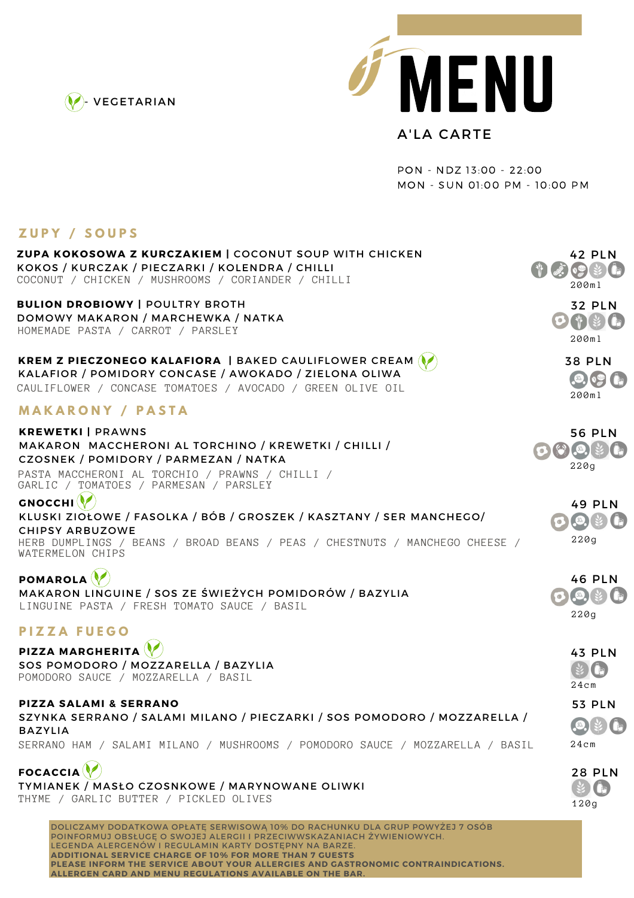# MENU

## A'LA CARTE

(V) - VEGETARIAN

PON - NDZ 13:00 - 22:00
MON - SUN 01:00 PM - 10:00 PM

## ZUPY / SOUPS

**ZUPA KOKOSOWA Z KURCZAKIEM** | COCONUT SOUP WITH CHICKEN — **42 PLN**
KOKOS / KURCZAK / PIECZARKI / KOLENDRA / CHILLI
COCONUT / CHICKEN / MUSHROOMS / CORIANDER / CHILLI
200ml

**BULION DROBIOWY** | POULTRY BROTH — **32 PLN**
DOMOWY MAKARON / MARCHEWKA / NATKA
HOMEMADE PASTA / CARROT / PARSLEY
200ml

**KREM Z PIECZONEGO KALAFIORA** | BAKED CAULIFLOWER CREAM (V) — **38 PLN**
KALAFIOR / POMIDORY CONCASE / AWOKADO / ZIELONA OLIWA
CAULIFLOWER / CONCASE TOMATOES / AVOCADO / GREEN OLIVE OIL
200ml

## MAKARONY / PASTA

**KREWETKI** | PRAWNS — **56 PLN**
MAKARON MACCHERONI AL TORCHINO / KREWETKI / CHILLI / CZOSNEK / POMIDORY / PARMEZAN / NATKA
PASTA MACCHERONI AL TORCHIO / PRAWNS / CHILLI / GARLIC / TOMATOES / PARMESAN / PARSLEY
220g

**GNOCCHI** (V) — **49 PLN**
KLUSKI ZIOŁOWE / FASOLKA / BÓB / GROSZEK / KASZTANY / SER MANCHEGO/ CHIPSY ARBUZOWE
HERB DUMPLINGS / BEANS / BROAD BEANS / PEAS / CHESTNUTS / MANCHEGO CHEESE / WATERMELON CHIPS
220g

**POMAROLA** (V) — **46 PLN**
MAKARON LINGUINE / SOS ZE ŚWIEŻYCH POMIDORÓW / BAZYLIA
LINGUINE PASTA / FRESH TOMATO SAUCE / BASIL
220g

## PIZZA FUEGO

**PIZZA MARGHERITA** (V) — **43 PLN**
SOS POMODORO / MOZZARELLA / BAZYLIA
POMODORO SAUCE / MOZZARELLA / BASIL
24cm

**PIZZA SALAMI & SERRANO** — **53 PLN**
SZYNKA SERRANO / SALAMI MILANO / PIECZARKI / SOS POMODORO / MOZZARELLA / BAZYLIA
SERRANO HAM / SALAMI MILANO / MUSHROOMS / POMODORO SAUCE / MOZZARELLA / BASIL
24cm

**FOCACCIA** (V) — **28 PLN**
TYMIANEK / MASŁO CZOSNKOWE / MARYNOWANE OLIWKI
THYME / GARLIC BUTTER / PICKLED OLIVES
120g

DOLICZAMY DODATKOWA OPŁATĘ SERWISOWĄ 10% DO RACHUNKU DLA GRUP POWYŻEJ 7 OSÓB
POINFORMUJ OBSŁUGĘ O SWOJEJ ALERGII I PRZECIWWSKAZANIACH ŻYWIENIOWYCH.
LEGENDA ALERGENÓW I REGULAMIN KARTY DOSTĘPNY NA BARZE.
**ADDITIONAL SERVICE CHARGE OF 10% FOR MORE THAN 7 GUESTS**
**PLEASE INFORM THE SERVICE ABOUT YOUR ALLERGIES AND GASTRONOMIC CONTRAINDICATIONS.**
**ALLERGEN CARD AND MENU REGULATIONS AVAILABLE ON THE BAR.**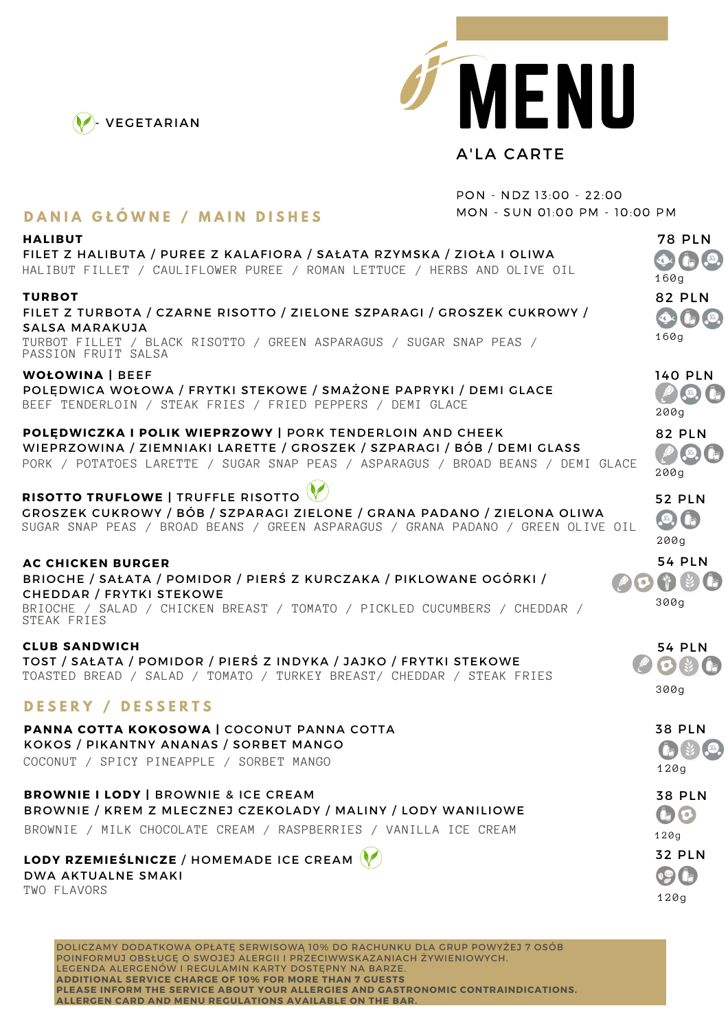# MENU

A'LA CARTE

(V) - VEGETARIAN

PON - NDZ 13:00 - 22:00
MON - SUN 01:00 PM - 10:00 PM

## DANIA GŁÓWNE / MAIN DISHES

**HALIBUT** — 78 PLN
FILET Z HALIBUTA / PUREE Z KALAFIORA / SAŁATA RZYMSKA / ZIOŁA I OLIWA
HALIBUT FILLET / CAULIFLOWER PUREE / ROMAN LETTUCE / HERBS AND OLIVE OIL
160g

**TURBOT** — 82 PLN
FILET Z TURBOTA / CZARNE RISOTTO / ZIELONE SZPARAGI / GROSZEK CUKROWY / SALSA MARAKUJA
TURBOT FILLET / BLACK RISOTTO / GREEN ASPARAGUS / SUGAR SNAP PEAS / PASSION FRUIT SALSA
160g

**WOŁOWINA | BEEF** — 140 PLN
POLĘDWICA WOŁOWA / FRYTKI STEKOWE / SMAŻONE PAPRYKI / DEMI GLACE
BEEF TENDERLOIN / STEAK FRIES / FRIED PEPPERS / DEMI GLACE
200g

**POLĘDWICZKA I POLIK WIEPRZOWY | PORK TENDERLOIN AND CHEEK** — 82 PLN
WIEPRZOWINA / ZIEMNIAKI LARETTE / GROSZEK / SZPARAGI / BÓB / DEMI GLASS
PORK / POTATOES LARETTE / SUGAR SNAP PEAS / ASPARAGUS / BROAD BEANS / DEMI GLACE
200g

**RISOTTO TRUFLOWE | TRUFFLE RISOTTO** (V) — 52 PLN
GROSZEK CUKROWY / BÓB / SZPARAGI ZIELONE / GRANA PADANO / ZIELONA OLIWA
SUGAR SNAP PEAS / BROAD BEANS / GREEN ASPARAGUS / GRANA PADANO / GREEN OLIVE OIL
200g

**AC CHICKEN BURGER** — 54 PLN
BRIOCHE / SAŁATA / POMIDOR / PIERŚ Z KURCZAKA / PIKLOWANE OGÓRKI / CHEDDAR / FRYTKI STEKOWE
BRIOCHE / SALAD / CHICKEN BREAST / TOMATO / PICKLED CUCUMBERS / CHEDDAR / STEAK FRIES
300g

**CLUB SANDWICH** — 54 PLN
TOST / SAŁATA / POMIDOR / PIERŚ Z INDYKA / JAJKO / FRYTKI STEKOWE
TOASTED BREAD / SALAD / TOMATO / TURKEY BREAST/ CHEDDAR / STEAK FRIES
300g

## DESERY / DESSERTS

**PANNA COTTA KOKOSOWA | COCONUT PANNA COTTA** — 38 PLN
KOKOS / PIKANTNY ANANAS / SORBET MANGO
COCONUT / SPICY PINEAPPLE / SORBET MANGO
120g

**BROWNIE I LODY | BROWNIE & ICE CREAM** — 38 PLN
BROWNIE / KREM Z MLECZNEJ CZEKOLADY / MALINY / LODY WANILIOWE
BROWNIE / MILK CHOCOLATE CREAM / RASPBERRIES / VANILLA ICE CREAM
120g

**LODY RZEMIEŚLNICZE / HOMEMADE ICE CREAM** (V) — 32 PLN
DWA AKTUALNE SMAKI
TWO FLAVORS
120g

DOLICZAMY DODATKOWĄ OPŁATĘ SERWISOWĄ 10% DO RACHUNKU DLA GRUP POWYŻEJ 7 OSÓB
POINFORMUJ OBSŁUGĘ O SWOJEJ ALERGII I PRZECIWWSKAZANIACH ŻYWIENIOWYCH.
LEGENDA ALERGENÓW I REGULAMIN KARTY DOSTĘPNY NA BARZE.
**ADDITIONAL SERVICE CHARGE OF 10% FOR MORE THAN 7 GUESTS**
**PLEASE INFORM THE SERVICE ABOUT YOUR ALLERGIES AND GASTRONOMIC CONTRAINDICATIONS.**
**ALLERGEN CARD AND MENU REGULATIONS AVAILABLE ON THE BAR.**